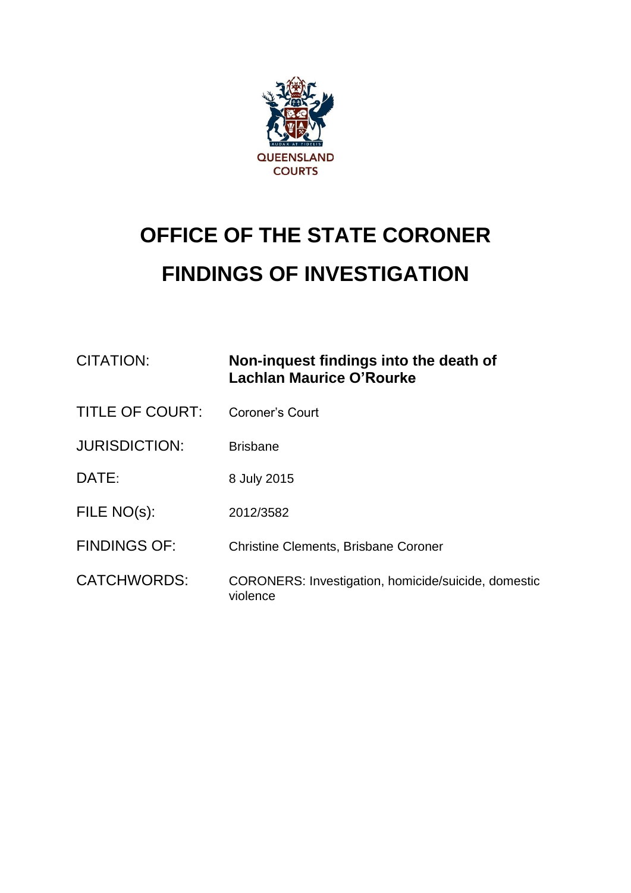QUEENSLAND COURTS

# OFFICE OF THE STATE CORONER

# FINDINGS OF INVESTIGATION

| | |
|---|---|
| CITATION: | **Non-inquest findings into the death of Lachlan Maurice O'Rourke** |
| TITLE OF COURT: | Coroner's Court |
| JURISDICTION: | Brisbane |
| DATE: | 8 July 2015 |
| FILE NO(s): | 2012/3582 |
| FINDINGS OF: | Christine Clements, Brisbane Coroner |
| CATCHWORDS: | CORONERS: Investigation, homicide/suicide, domestic violence |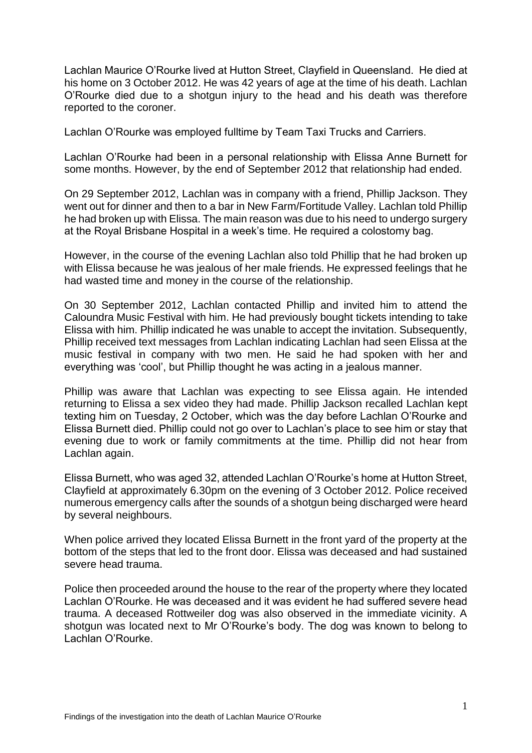Lachlan Maurice O'Rourke lived at Hutton Street, Clayfield in Queensland. He died at his home on 3 October 2012. He was 42 years of age at the time of his death. Lachlan O'Rourke died due to a shotgun injury to the head and his death was therefore reported to the coroner.

Lachlan O'Rourke was employed fulltime by Team Taxi Trucks and Carriers.

Lachlan O'Rourke had been in a personal relationship with Elissa Anne Burnett for some months. However, by the end of September 2012 that relationship had ended.

On 29 September 2012, Lachlan was in company with a friend, Phillip Jackson. They went out for dinner and then to a bar in New Farm/Fortitude Valley. Lachlan told Phillip he had broken up with Elissa. The main reason was due to his need to undergo surgery at the Royal Brisbane Hospital in a week's time. He required a colostomy bag.

However, in the course of the evening Lachlan also told Phillip that he had broken up with Elissa because he was jealous of her male friends. He expressed feelings that he had wasted time and money in the course of the relationship.

On 30 September 2012, Lachlan contacted Phillip and invited him to attend the Caloundra Music Festival with him. He had previously bought tickets intending to take Elissa with him. Phillip indicated he was unable to accept the invitation. Subsequently, Phillip received text messages from Lachlan indicating Lachlan had seen Elissa at the music festival in company with two men. He said he had spoken with her and everything was 'cool', but Phillip thought he was acting in a jealous manner.

Phillip was aware that Lachlan was expecting to see Elissa again. He intended returning to Elissa a sex video they had made. Phillip Jackson recalled Lachlan kept texting him on Tuesday, 2 October, which was the day before Lachlan O'Rourke and Elissa Burnett died. Phillip could not go over to Lachlan's place to see him or stay that evening due to work or family commitments at the time. Phillip did not hear from Lachlan again.

Elissa Burnett, who was aged 32, attended Lachlan O'Rourke's home at Hutton Street, Clayfield at approximately 6.30pm on the evening of 3 October 2012. Police received numerous emergency calls after the sounds of a shotgun being discharged were heard by several neighbours.

When police arrived they located Elissa Burnett in the front yard of the property at the bottom of the steps that led to the front door. Elissa was deceased and had sustained severe head trauma.

Police then proceeded around the house to the rear of the property where they located Lachlan O'Rourke. He was deceased and it was evident he had suffered severe head trauma. A deceased Rottweiler dog was also observed in the immediate vicinity. A shotgun was located next to Mr O'Rourke's body. The dog was known to belong to Lachlan O'Rourke.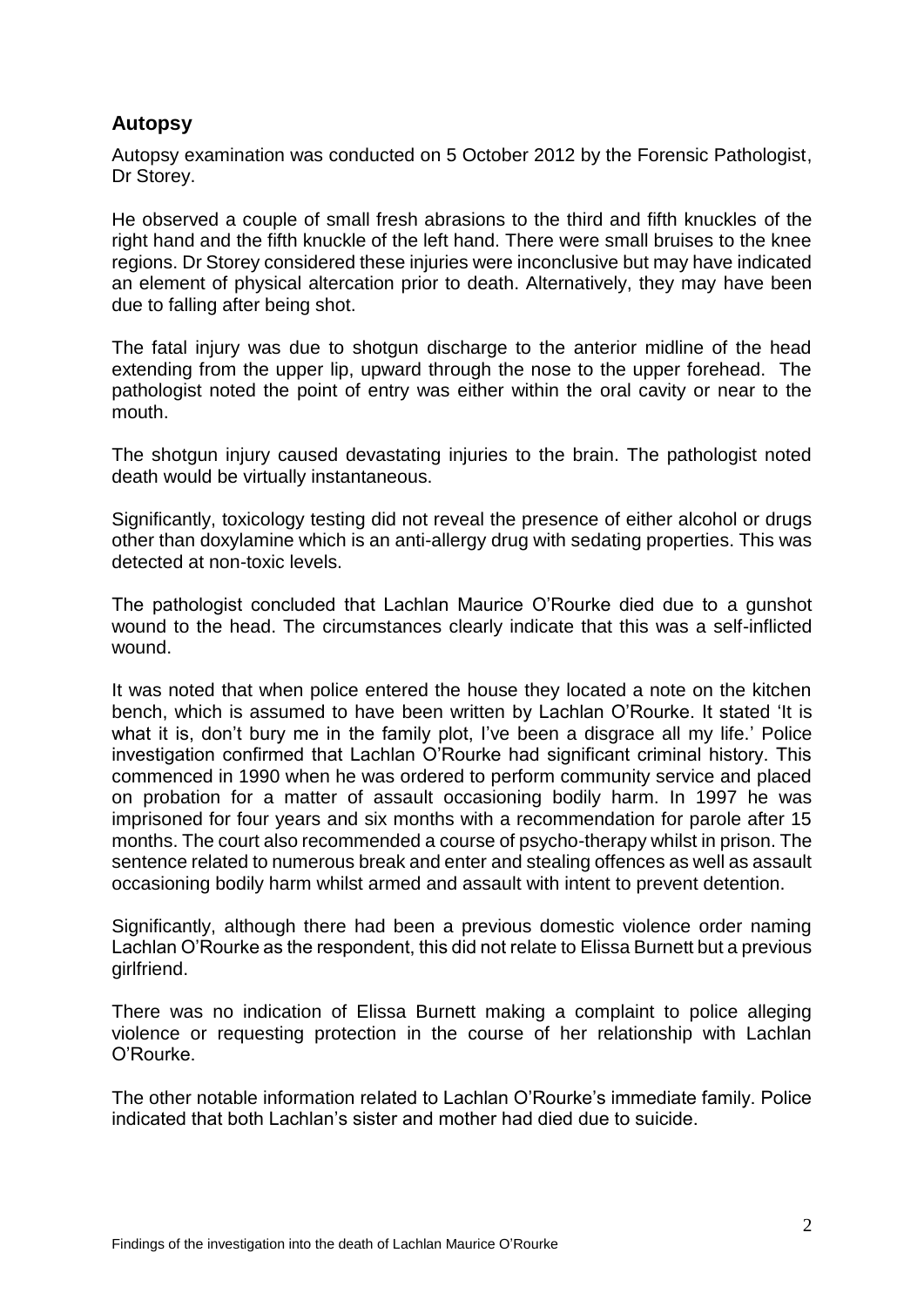## Autopsy

Autopsy examination was conducted on 5 October 2012 by the Forensic Pathologist, Dr Storey.

He observed a couple of small fresh abrasions to the third and fifth knuckles of the right hand and the fifth knuckle of the left hand. There were small bruises to the knee regions. Dr Storey considered these injuries were inconclusive but may have indicated an element of physical altercation prior to death. Alternatively, they may have been due to falling after being shot.

The fatal injury was due to shotgun discharge to the anterior midline of the head extending from the upper lip, upward through the nose to the upper forehead. The pathologist noted the point of entry was either within the oral cavity or near to the mouth.

The shotgun injury caused devastating injuries to the brain. The pathologist noted death would be virtually instantaneous.

Significantly, toxicology testing did not reveal the presence of either alcohol or drugs other than doxylamine which is an anti-allergy drug with sedating properties. This was detected at non-toxic levels.

The pathologist concluded that Lachlan Maurice O'Rourke died due to a gunshot wound to the head. The circumstances clearly indicate that this was a self-inflicted wound.

It was noted that when police entered the house they located a note on the kitchen bench, which is assumed to have been written by Lachlan O'Rourke. It stated 'It is what it is, don't bury me in the family plot, I've been a disgrace all my life.' Police investigation confirmed that Lachlan O'Rourke had significant criminal history. This commenced in 1990 when he was ordered to perform community service and placed on probation for a matter of assault occasioning bodily harm. In 1997 he was imprisoned for four years and six months with a recommendation for parole after 15 months. The court also recommended a course of psycho-therapy whilst in prison. The sentence related to numerous break and enter and stealing offences as well as assault occasioning bodily harm whilst armed and assault with intent to prevent detention.

Significantly, although there had been a previous domestic violence order naming Lachlan O'Rourke as the respondent, this did not relate to Elissa Burnett but a previous girlfriend.

There was no indication of Elissa Burnett making a complaint to police alleging violence or requesting protection in the course of her relationship with Lachlan O'Rourke.

The other notable information related to Lachlan O'Rourke's immediate family. Police indicated that both Lachlan's sister and mother had died due to suicide.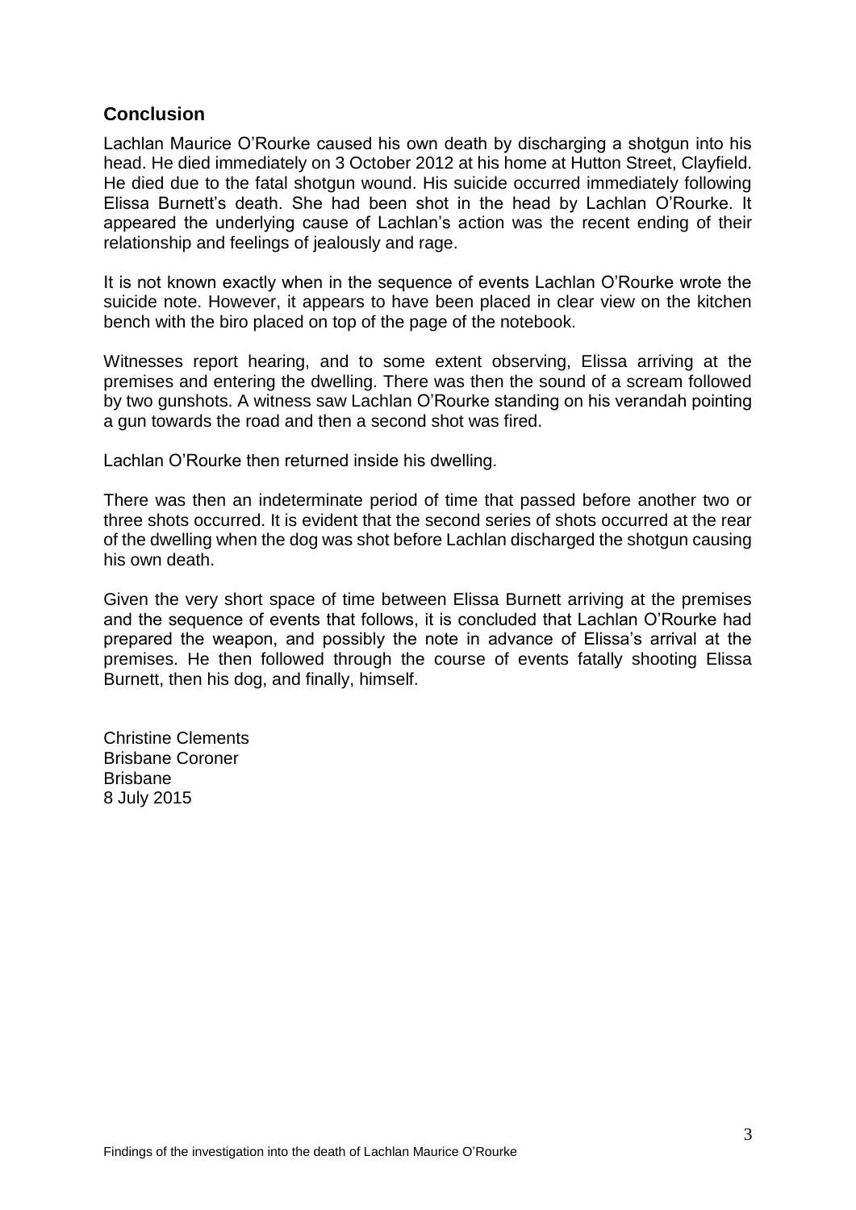## Conclusion

Lachlan Maurice O'Rourke caused his own death by discharging a shotgun into his head. He died immediately on 3 October 2012 at his home at Hutton Street, Clayfield. He died due to the fatal shotgun wound. His suicide occurred immediately following Elissa Burnett's death. She had been shot in the head by Lachlan O'Rourke. It appeared the underlying cause of Lachlan's action was the recent ending of their relationship and feelings of jealously and rage.

It is not known exactly when in the sequence of events Lachlan O'Rourke wrote the suicide note. However, it appears to have been placed in clear view on the kitchen bench with the biro placed on top of the page of the notebook.

Witnesses report hearing, and to some extent observing, Elissa arriving at the premises and entering the dwelling. There was then the sound of a scream followed by two gunshots. A witness saw Lachlan O'Rourke standing on his verandah pointing a gun towards the road and then a second shot was fired.

Lachlan O'Rourke then returned inside his dwelling.

There was then an indeterminate period of time that passed before another two or three shots occurred. It is evident that the second series of shots occurred at the rear of the dwelling when the dog was shot before Lachlan discharged the shotgun causing his own death.

Given the very short space of time between Elissa Burnett arriving at the premises and the sequence of events that follows, it is concluded that Lachlan O'Rourke had prepared the weapon, and possibly the note in advance of Elissa's arrival at the premises. He then followed through the course of events fatally shooting Elissa Burnett, then his dog, and finally, himself.

Christine Clements
Brisbane Coroner
Brisbane
8 July 2015